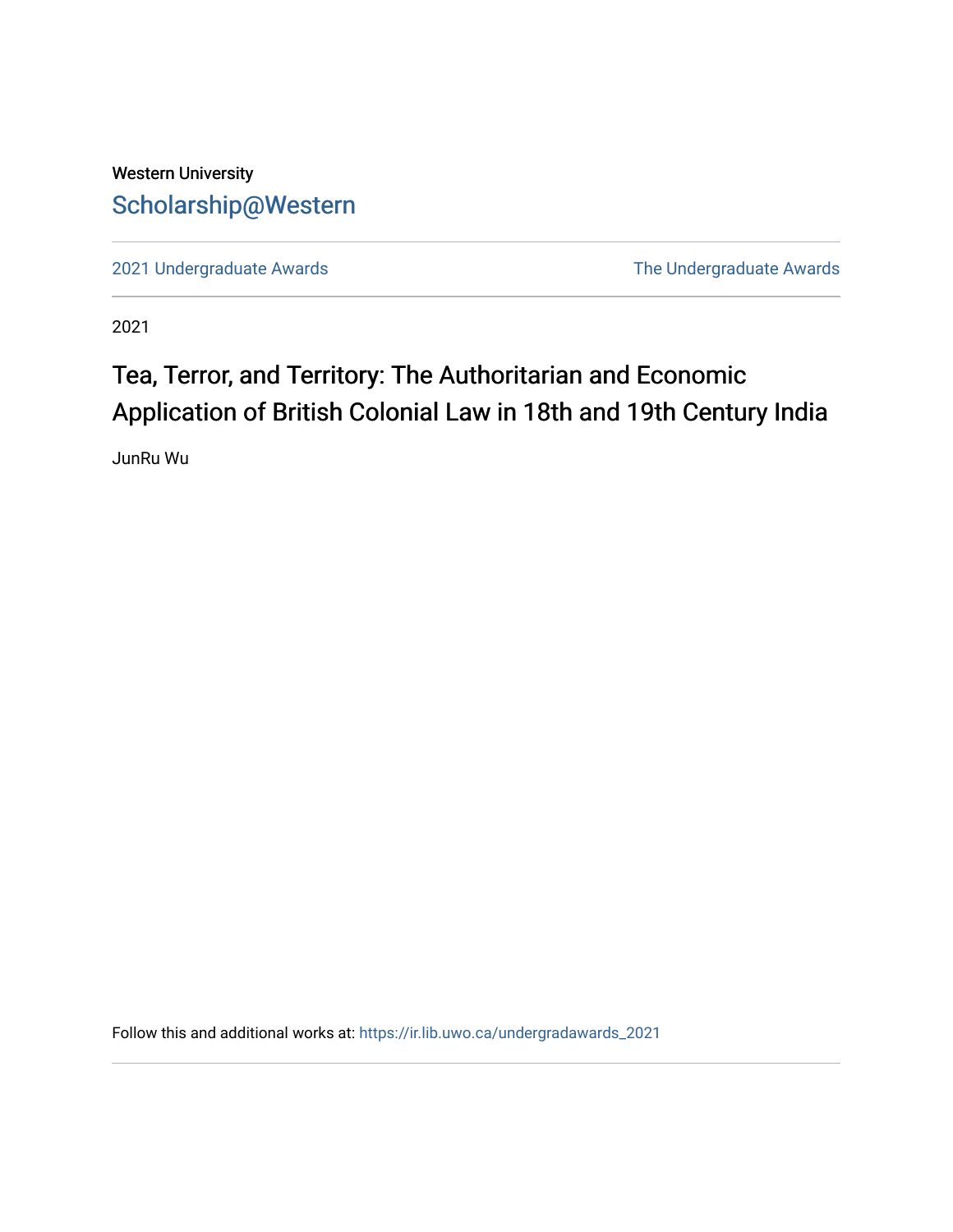Western University

Scholarship@Western

2021 Undergraduate Awards

The Undergraduate Awards

2021

# Tea, Terror, and Territory: The Authoritarian and Economic Application of British Colonial Law in 18th and 19th Century India

JunRu Wu

Follow this and additional works at: https://ir.lib.uwo.ca/undergradawards_2021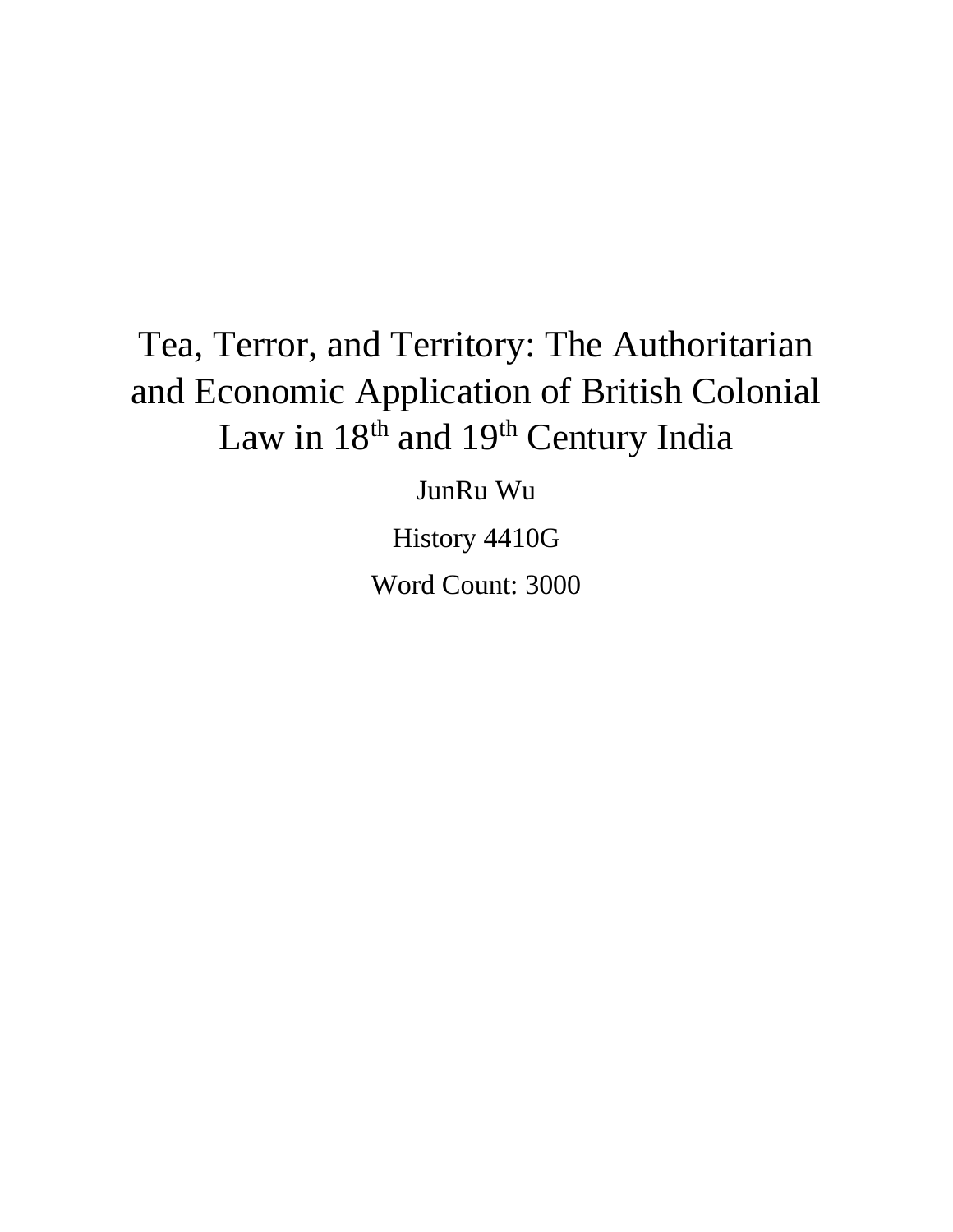# Tea, Terror, and Territory: The Authoritarian and Economic Application of British Colonial Law in 18th and 19th Century India

JunRu Wu

History 4410G

Word Count: 3000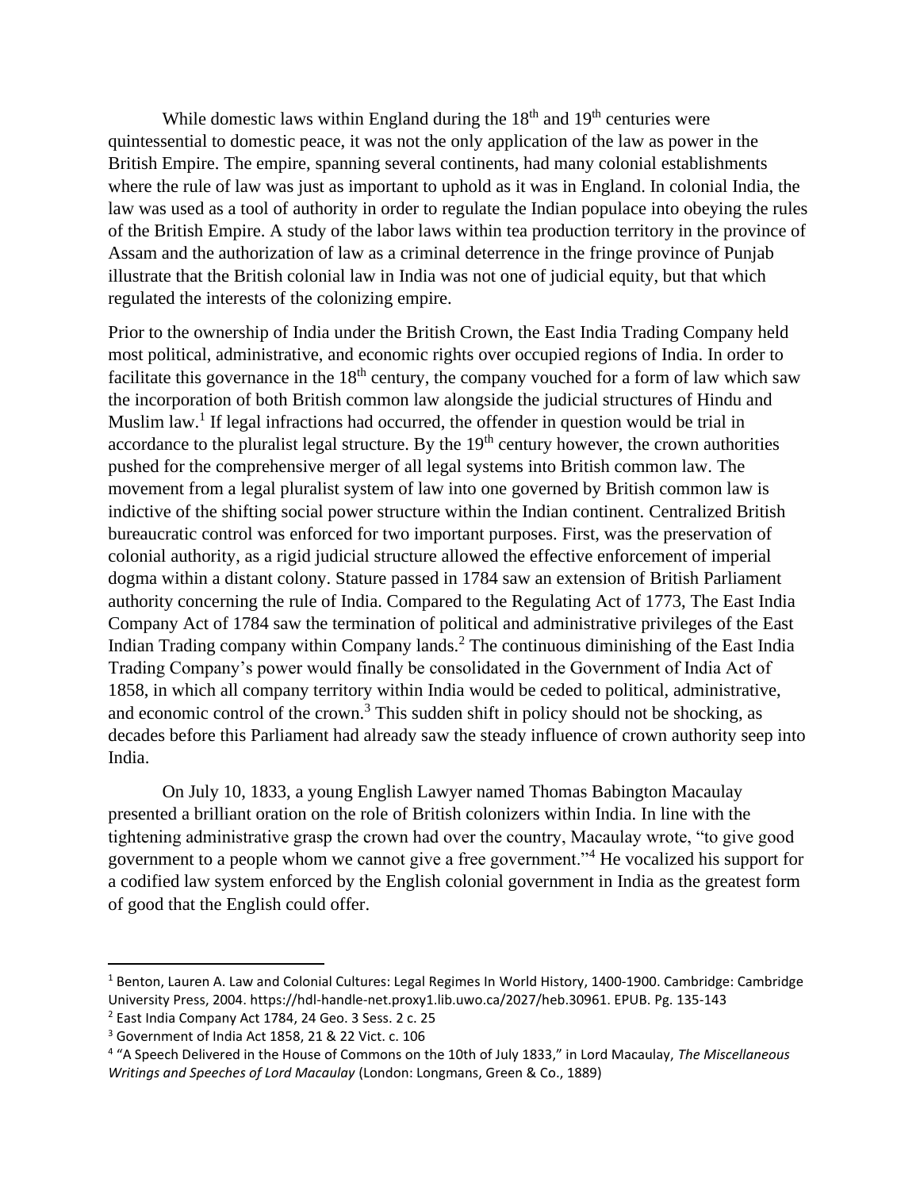While domestic laws within England during the 18th and 19th centuries were quintessential to domestic peace, it was not the only application of the law as power in the British Empire. The empire, spanning several continents, had many colonial establishments where the rule of law was just as important to uphold as it was in England. In colonial India, the law was used as a tool of authority in order to regulate the Indian populace into obeying the rules of the British Empire. A study of the labor laws within tea production territory in the province of Assam and the authorization of law as a criminal deterrence in the fringe province of Punjab illustrate that the British colonial law in India was not one of judicial equity, but that which regulated the interests of the colonizing empire.

Prior to the ownership of India under the British Crown, the East India Trading Company held most political, administrative, and economic rights over occupied regions of India. In order to facilitate this governance in the 18th century, the company vouched for a form of law which saw the incorporation of both British common law alongside the judicial structures of Hindu and Muslim law.[1] If legal infractions had occurred, the offender in question would be trial in accordance to the pluralist legal structure. By the 19th century however, the crown authorities pushed for the comprehensive merger of all legal systems into British common law. The movement from a legal pluralist system of law into one governed by British common law is indictive of the shifting social power structure within the Indian continent. Centralized British bureaucratic control was enforced for two important purposes. First, was the preservation of colonial authority, as a rigid judicial structure allowed the effective enforcement of imperial dogma within a distant colony. Stature passed in 1784 saw an extension of British Parliament authority concerning the rule of India. Compared to the Regulating Act of 1773, The East India Company Act of 1784 saw the termination of political and administrative privileges of the East Indian Trading company within Company lands.[2] The continuous diminishing of the East India Trading Company's power would finally be consolidated in the Government of India Act of 1858, in which all company territory within India would be ceded to political, administrative, and economic control of the crown.[3] This sudden shift in policy should not be shocking, as decades before this Parliament had already saw the steady influence of crown authority seep into India.

On July 10, 1833, a young English Lawyer named Thomas Babington Macaulay presented a brilliant oration on the role of British colonizers within India. In line with the tightening administrative grasp the crown had over the country, Macaulay wrote, "to give good government to a people whom we cannot give a free government."[4] He vocalized his support for a codified law system enforced by the English colonial government in India as the greatest form of good that the English could offer.

---

[1] Benton, Lauren A. Law and Colonial Cultures: Legal Regimes In World History, 1400-1900. Cambridge: Cambridge University Press, 2004. https://hdl-handle-net.proxy1.lib.uwo.ca/2027/heb.30961. EPUB. Pg. 135-143

[2] East India Company Act 1784, 24 Geo. 3 Sess. 2 c. 25

[3] Government of India Act 1858, 21 & 22 Vict. c. 106

[4] "A Speech Delivered in the House of Commons on the 10th of July 1833," in Lord Macaulay, *The Miscellaneous Writings and Speeches of Lord Macaulay* (London: Longmans, Green & Co., 1889)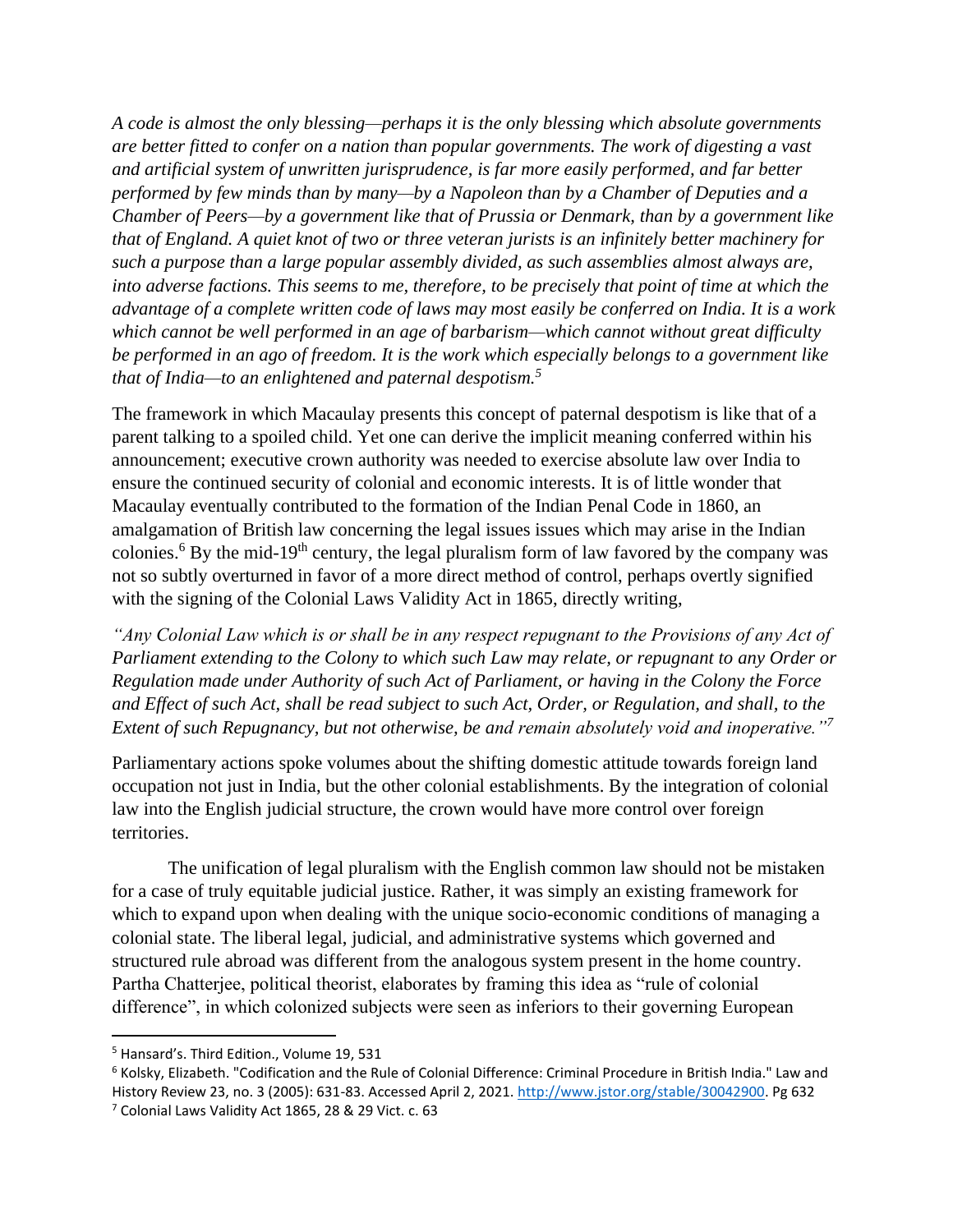*A code is almost the only blessing—perhaps it is the only blessing which absolute governments are better fitted to confer on a nation than popular governments. The work of digesting a vast and artificial system of unwritten jurisprudence, is far more easily performed, and far better performed by few minds than by many—by a Napoleon than by a Chamber of Deputies and a Chamber of Peers—by a government like that of Prussia or Denmark, than by a government like that of England. A quiet knot of two or three veteran jurists is an infinitely better machinery for such a purpose than a large popular assembly divided, as such assemblies almost always are, into adverse factions. This seems to me, therefore, to be precisely that point of time at which the advantage of a complete written code of laws may most easily be conferred on India. It is a work which cannot be well performed in an age of barbarism—which cannot without great difficulty be performed in an ago of freedom. It is the work which especially belongs to a government like that of India—to an enlightened and paternal despotism.*[5]

The framework in which Macaulay presents this concept of paternal despotism is like that of a parent talking to a spoiled child. Yet one can derive the implicit meaning conferred within his announcement; executive crown authority was needed to exercise absolute law over India to ensure the continued security of colonial and economic interests. It is of little wonder that Macaulay eventually contributed to the formation of the Indian Penal Code in 1860, an amalgamation of British law concerning the legal issues issues which may arise in the Indian colonies.[6] By the mid-19th century, the legal pluralism form of law favored by the company was not so subtly overturned in favor of a more direct method of control, perhaps overtly signified with the signing of the Colonial Laws Validity Act in 1865, directly writing,

*"Any Colonial Law which is or shall be in any respect repugnant to the Provisions of any Act of Parliament extending to the Colony to which such Law may relate, or repugnant to any Order or Regulation made under Authority of such Act of Parliament, or having in the Colony the Force and Effect of such Act, shall be read subject to such Act, Order, or Regulation, and shall, to the Extent of such Repugnancy, but not otherwise, be and remain absolutely void and inoperative."*[7]

Parliamentary actions spoke volumes about the shifting domestic attitude towards foreign land occupation not just in India, but the other colonial establishments. By the integration of colonial law into the English judicial structure, the crown would have more control over foreign territories.

The unification of legal pluralism with the English common law should not be mistaken for a case of truly equitable judicial justice. Rather, it was simply an existing framework for which to expand upon when dealing with the unique socio-economic conditions of managing a colonial state. The liberal legal, judicial, and administrative systems which governed and structured rule abroad was different from the analogous system present in the home country. Partha Chatterjee, political theorist, elaborates by framing this idea as "rule of colonial difference", in which colonized subjects were seen as inferiors to their governing European

---

[5] Hansard's. Third Edition., Volume 19, 531

[6] Kolsky, Elizabeth. "Codification and the Rule of Colonial Difference: Criminal Procedure in British India." Law and History Review 23, no. 3 (2005): 631-83. Accessed April 2, 2021. http://www.jstor.org/stable/30042900. Pg 632

[7] Colonial Laws Validity Act 1865, 28 & 29 Vict. c. 63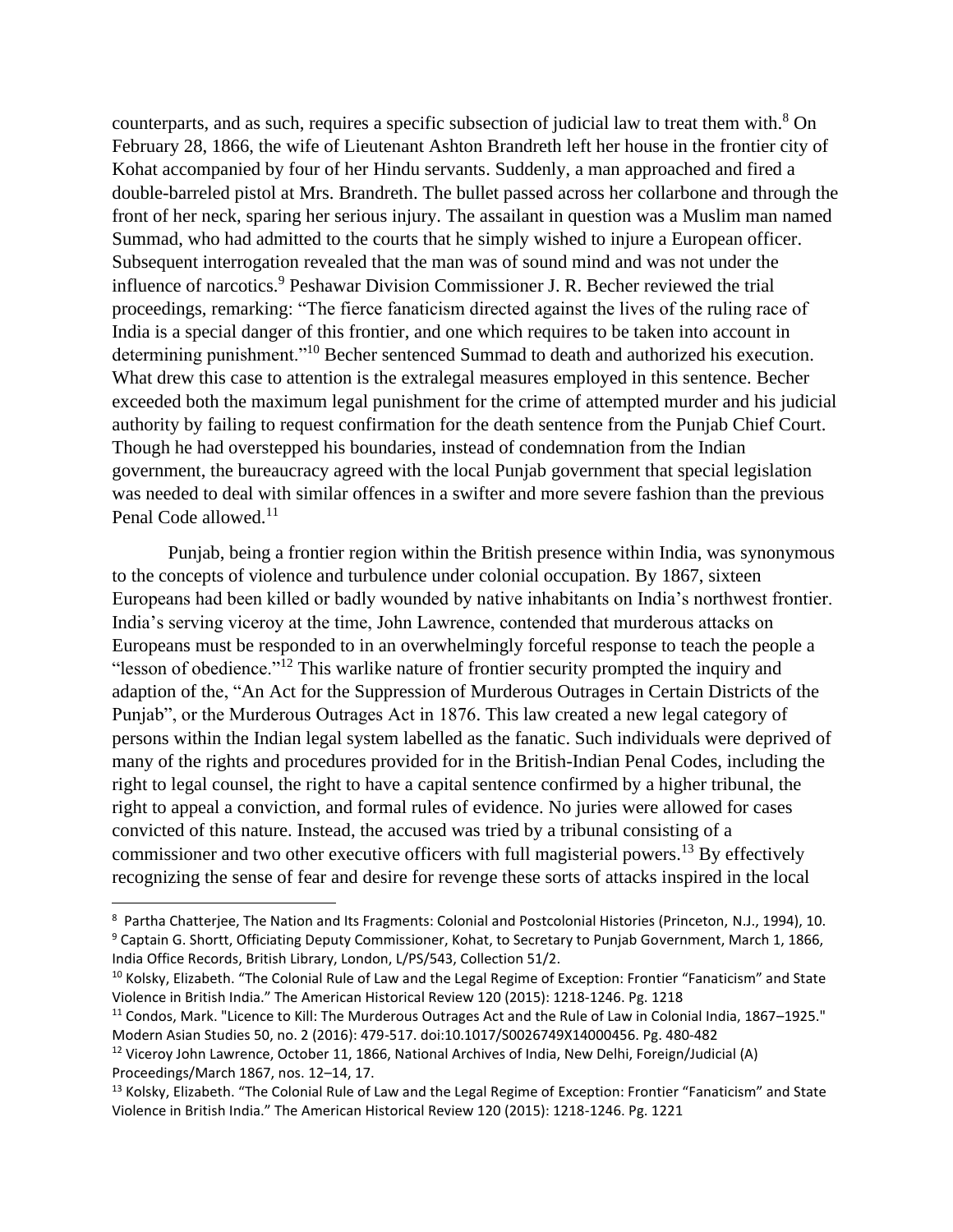counterparts, and as such, requires a specific subsection of judicial law to treat them with.[8] On February 28, 1866, the wife of Lieutenant Ashton Brandreth left her house in the frontier city of Kohat accompanied by four of her Hindu servants. Suddenly, a man approached and fired a double-barreled pistol at Mrs. Brandreth. The bullet passed across her collarbone and through the front of her neck, sparing her serious injury. The assailant in question was a Muslim man named Summad, who had admitted to the courts that he simply wished to injure a European officer. Subsequent interrogation revealed that the man was of sound mind and was not under the influence of narcotics.[9] Peshawar Division Commissioner J. R. Becher reviewed the trial proceedings, remarking: "The fierce fanaticism directed against the lives of the ruling race of India is a special danger of this frontier, and one which requires to be taken into account in determining punishment."[10] Becher sentenced Summad to death and authorized his execution. What drew this case to attention is the extralegal measures employed in this sentence. Becher exceeded both the maximum legal punishment for the crime of attempted murder and his judicial authority by failing to request confirmation for the death sentence from the Punjab Chief Court. Though he had overstepped his boundaries, instead of condemnation from the Indian government, the bureaucracy agreed with the local Punjab government that special legislation was needed to deal with similar offences in a swifter and more severe fashion than the previous Penal Code allowed.[11]

Punjab, being a frontier region within the British presence within India, was synonymous to the concepts of violence and turbulence under colonial occupation. By 1867, sixteen Europeans had been killed or badly wounded by native inhabitants on India's northwest frontier. India's serving viceroy at the time, John Lawrence, contended that murderous attacks on Europeans must be responded to in an overwhelmingly forceful response to teach the people a "lesson of obedience."[12] This warlike nature of frontier security prompted the inquiry and adaption of the, "An Act for the Suppression of Murderous Outrages in Certain Districts of the Punjab", or the Murderous Outrages Act in 1876. This law created a new legal category of persons within the Indian legal system labelled as the fanatic. Such individuals were deprived of many of the rights and procedures provided for in the British-Indian Penal Codes, including the right to legal counsel, the right to have a capital sentence confirmed by a higher tribunal, the right to appeal a conviction, and formal rules of evidence. No juries were allowed for cases convicted of this nature. Instead, the accused was tried by a tribunal consisting of a commissioner and two other executive officers with full magisterial powers.[13] By effectively recognizing the sense of fear and desire for revenge these sorts of attacks inspired in the local

---

[8] Partha Chatterjee, The Nation and Its Fragments: Colonial and Postcolonial Histories (Princeton, N.J., 1994), 10.

[9] Captain G. Shortt, Officiating Deputy Commissioner, Kohat, to Secretary to Punjab Government, March 1, 1866, India Office Records, British Library, London, L/PS/543, Collection 51/2.

[10] Kolsky, Elizabeth. "The Colonial Rule of Law and the Legal Regime of Exception: Frontier "Fanaticism" and State Violence in British India." The American Historical Review 120 (2015): 1218-1246. Pg. 1218

[11] Condos, Mark. "Licence to Kill: The Murderous Outrages Act and the Rule of Law in Colonial India, 1867–1925." Modern Asian Studies 50, no. 2 (2016): 479-517. doi:10.1017/S0026749X14000456. Pg. 480-482

[12] Viceroy John Lawrence, October 11, 1866, National Archives of India, New Delhi, Foreign/Judicial (A) Proceedings/March 1867, nos. 12–14, 17.

[13] Kolsky, Elizabeth. "The Colonial Rule of Law and the Legal Regime of Exception: Frontier "Fanaticism" and State Violence in British India." The American Historical Review 120 (2015): 1218-1246. Pg. 1221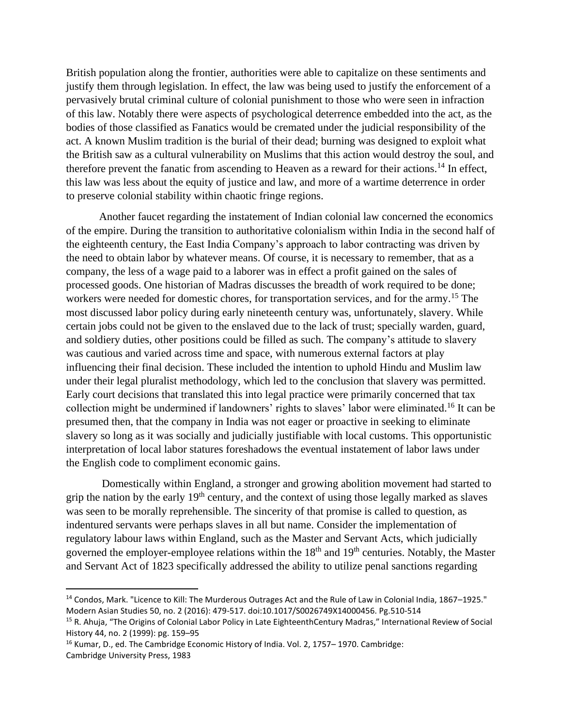British population along the frontier, authorities were able to capitalize on these sentiments and justify them through legislation. In effect, the law was being used to justify the enforcement of a pervasively brutal criminal culture of colonial punishment to those who were seen in infraction of this law. Notably there were aspects of psychological deterrence embedded into the act, as the bodies of those classified as Fanatics would be cremated under the judicial responsibility of the act. A known Muslim tradition is the burial of their dead; burning was designed to exploit what the British saw as a cultural vulnerability on Muslims that this action would destroy the soul, and therefore prevent the fanatic from ascending to Heaven as a reward for their actions.[14] In effect, this law was less about the equity of justice and law, and more of a wartime deterrence in order to preserve colonial stability within chaotic fringe regions.

Another faucet regarding the instatement of Indian colonial law concerned the economics of the empire. During the transition to authoritative colonialism within India in the second half of the eighteenth century, the East India Company's approach to labor contracting was driven by the need to obtain labor by whatever means. Of course, it is necessary to remember, that as a company, the less of a wage paid to a laborer was in effect a profit gained on the sales of processed goods. One historian of Madras discusses the breadth of work required to be done; workers were needed for domestic chores, for transportation services, and for the army.[15] The most discussed labor policy during early nineteenth century was, unfortunately, slavery. While certain jobs could not be given to the enslaved due to the lack of trust; specially warden, guard, and soldiery duties, other positions could be filled as such. The company's attitude to slavery was cautious and varied across time and space, with numerous external factors at play influencing their final decision. These included the intention to uphold Hindu and Muslim law under their legal pluralist methodology, which led to the conclusion that slavery was permitted. Early court decisions that translated this into legal practice were primarily concerned that tax collection might be undermined if landowners' rights to slaves' labor were eliminated.[16] It can be presumed then, that the company in India was not eager or proactive in seeking to eliminate slavery so long as it was socially and judicially justifiable with local customs. This opportunistic interpretation of local labor statures foreshadows the eventual instatement of labor laws under the English code to compliment economic gains.

Domestically within England, a stronger and growing abolition movement had started to grip the nation by the early 19th century, and the context of using those legally marked as slaves was seen to be morally reprehensible. The sincerity of that promise is called to question, as indentured servants were perhaps slaves in all but name. Consider the implementation of regulatory labour laws within England, such as the Master and Servant Acts, which judicially governed the employer-employee relations within the 18th and 19th centuries. Notably, the Master and Servant Act of 1823 specifically addressed the ability to utilize penal sanctions regarding

---

[14] Condos, Mark. "Licence to Kill: The Murderous Outrages Act and the Rule of Law in Colonial India, 1867–1925." Modern Asian Studies 50, no. 2 (2016): 479-517. doi:10.1017/S0026749X14000456. Pg.510-514

[15] R. Ahuja, "The Origins of Colonial Labor Policy in Late EighteenthCentury Madras," International Review of Social History 44, no. 2 (1999): pg. 159–95

[16] Kumar, D., ed. The Cambridge Economic History of India. Vol. 2, 1757– 1970. Cambridge: Cambridge University Press, 1983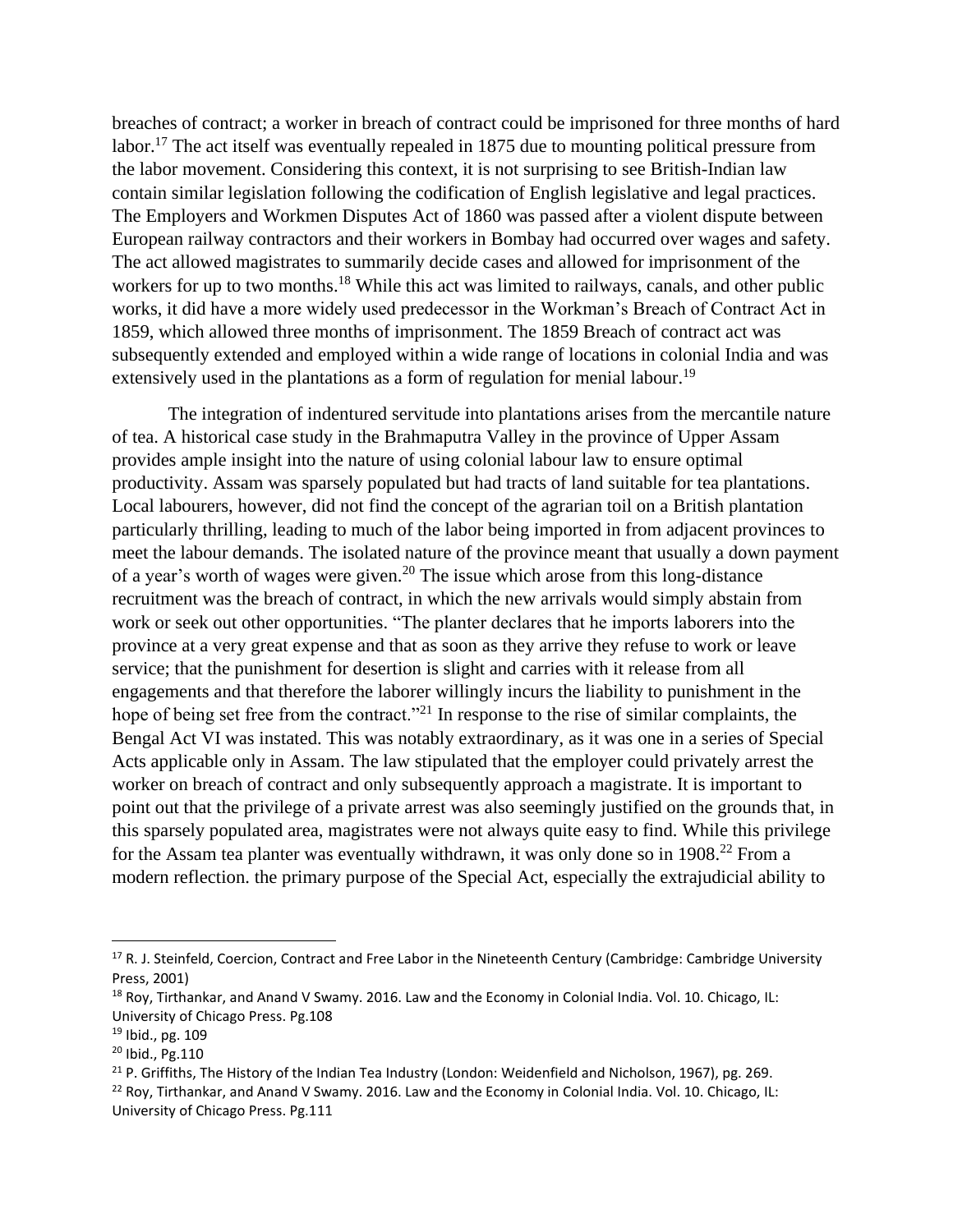breaches of contract; a worker in breach of contract could be imprisoned for three months of hard labor.[17] The act itself was eventually repealed in 1875 due to mounting political pressure from the labor movement. Considering this context, it is not surprising to see British-Indian law contain similar legislation following the codification of English legislative and legal practices. The Employers and Workmen Disputes Act of 1860 was passed after a violent dispute between European railway contractors and their workers in Bombay had occurred over wages and safety. The act allowed magistrates to summarily decide cases and allowed for imprisonment of the workers for up to two months.[18] While this act was limited to railways, canals, and other public works, it did have a more widely used predecessor in the Workman's Breach of Contract Act in 1859, which allowed three months of imprisonment. The 1859 Breach of contract act was subsequently extended and employed within a wide range of locations in colonial India and was extensively used in the plantations as a form of regulation for menial labour.[19]

The integration of indentured servitude into plantations arises from the mercantile nature of tea. A historical case study in the Brahmaputra Valley in the province of Upper Assam provides ample insight into the nature of using colonial labour law to ensure optimal productivity. Assam was sparsely populated but had tracts of land suitable for tea plantations. Local labourers, however, did not find the concept of the agrarian toil on a British plantation particularly thrilling, leading to much of the labor being imported in from adjacent provinces to meet the labour demands. The isolated nature of the province meant that usually a down payment of a year's worth of wages were given.[20] The issue which arose from this long-distance recruitment was the breach of contract, in which the new arrivals would simply abstain from work or seek out other opportunities. "The planter declares that he imports laborers into the province at a very great expense and that as soon as they arrive they refuse to work or leave service; that the punishment for desertion is slight and carries with it release from all engagements and that therefore the laborer willingly incurs the liability to punishment in the hope of being set free from the contract."[21] In response to the rise of similar complaints, the Bengal Act VI was instated. This was notably extraordinary, as it was one in a series of Special Acts applicable only in Assam. The law stipulated that the employer could privately arrest the worker on breach of contract and only subsequently approach a magistrate. It is important to point out that the privilege of a private arrest was also seemingly justified on the grounds that, in this sparsely populated area, magistrates were not always quite easy to find. While this privilege for the Assam tea planter was eventually withdrawn, it was only done so in 1908.[22] From a modern reflection. the primary purpose of the Special Act, especially the extrajudicial ability to

---

[17] R. J. Steinfeld, Coercion, Contract and Free Labor in the Nineteenth Century (Cambridge: Cambridge University Press, 2001)

[18] Roy, Tirthankar, and Anand V Swamy. 2016. Law and the Economy in Colonial India. Vol. 10. Chicago, IL: University of Chicago Press. Pg.108

[19] Ibid., pg. 109

[20] Ibid., Pg.110

[21] P. Griffiths, The History of the Indian Tea Industry (London: Weidenfield and Nicholson, 1967), pg. 269.

[22] Roy, Tirthankar, and Anand V Swamy. 2016. Law and the Economy in Colonial India. Vol. 10. Chicago, IL: University of Chicago Press. Pg.111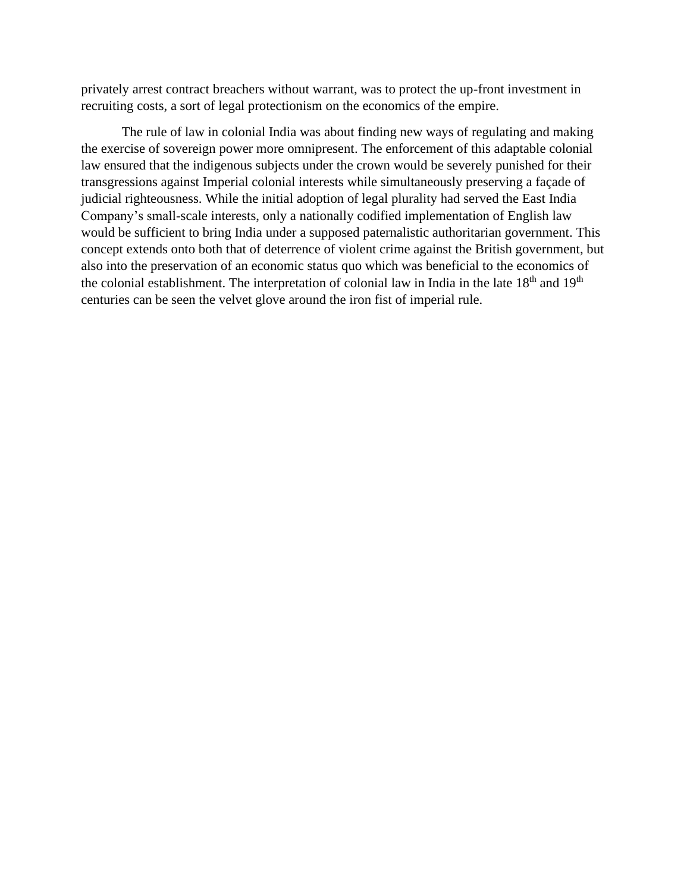privately arrest contract breachers without warrant, was to protect the up-front investment in recruiting costs, a sort of legal protectionism on the economics of the empire.

The rule of law in colonial India was about finding new ways of regulating and making the exercise of sovereign power more omnipresent. The enforcement of this adaptable colonial law ensured that the indigenous subjects under the crown would be severely punished for their transgressions against Imperial colonial interests while simultaneously preserving a façade of judicial righteousness. While the initial adoption of legal plurality had served the East India Company's small-scale interests, only a nationally codified implementation of English law would be sufficient to bring India under a supposed paternalistic authoritarian government. This concept extends onto both that of deterrence of violent crime against the British government, but also into the preservation of an economic status quo which was beneficial to the economics of the colonial establishment. The interpretation of colonial law in India in the late 18th and 19th centuries can be seen the velvet glove around the iron fist of imperial rule.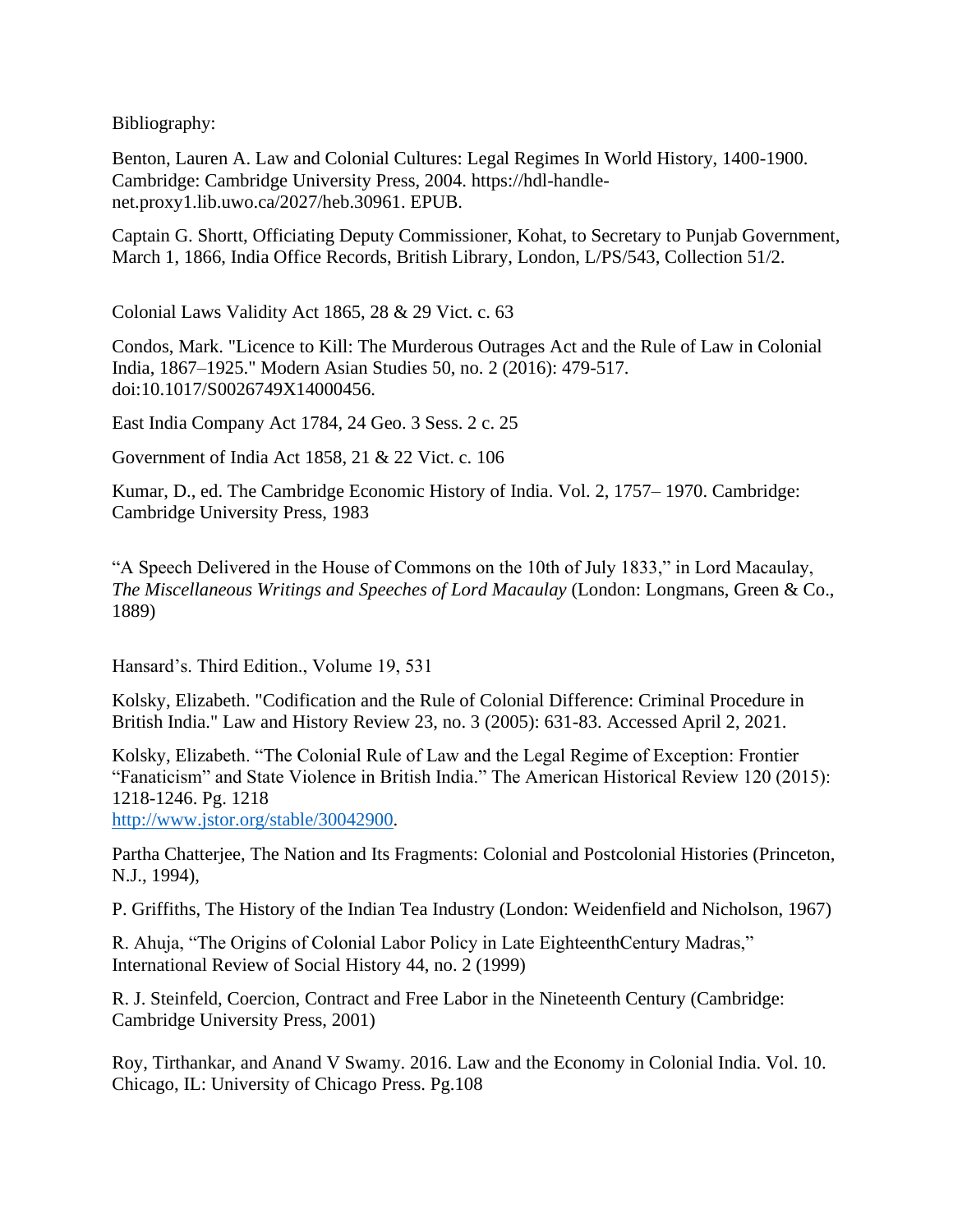Bibliography:

Benton, Lauren A. Law and Colonial Cultures: Legal Regimes In World History, 1400-1900. Cambridge: Cambridge University Press, 2004. https://hdl-handle-net.proxy1.lib.uwo.ca/2027/heb.30961. EPUB.

Captain G. Shortt, Officiating Deputy Commissioner, Kohat, to Secretary to Punjab Government, March 1, 1866, India Office Records, British Library, London, L/PS/543, Collection 51/2.

Colonial Laws Validity Act 1865, 28 & 29 Vict. c. 63

Condos, Mark. "Licence to Kill: The Murderous Outrages Act and the Rule of Law in Colonial India, 1867–1925." Modern Asian Studies 50, no. 2 (2016): 479-517. doi:10.1017/S0026749X14000456.

East India Company Act 1784, 24 Geo. 3 Sess. 2 c. 25

Government of India Act 1858, 21 & 22 Vict. c. 106

Kumar, D., ed. The Cambridge Economic History of India. Vol. 2, 1757– 1970. Cambridge: Cambridge University Press, 1983

"A Speech Delivered in the House of Commons on the 10th of July 1833," in Lord Macaulay, *The Miscellaneous Writings and Speeches of Lord Macaulay* (London: Longmans, Green & Co., 1889)

Hansard's. Third Edition., Volume 19, 531

Kolsky, Elizabeth. "Codification and the Rule of Colonial Difference: Criminal Procedure in British India." Law and History Review 23, no. 3 (2005): 631-83. Accessed April 2, 2021.

Kolsky, Elizabeth. "The Colonial Rule of Law and the Legal Regime of Exception: Frontier "Fanaticism" and State Violence in British India." The American Historical Review 120 (2015): 1218-1246. Pg. 1218
http://www.jstor.org/stable/30042900.

Partha Chatterjee, The Nation and Its Fragments: Colonial and Postcolonial Histories (Princeton, N.J., 1994),

P. Griffiths, The History of the Indian Tea Industry (London: Weidenfield and Nicholson, 1967)

R. Ahuja, "The Origins of Colonial Labor Policy in Late EighteenthCentury Madras," International Review of Social History 44, no. 2 (1999)

R. J. Steinfeld, Coercion, Contract and Free Labor in the Nineteenth Century (Cambridge: Cambridge University Press, 2001)

Roy, Tirthankar, and Anand V Swamy. 2016. Law and the Economy in Colonial India. Vol. 10. Chicago, IL: University of Chicago Press. Pg.108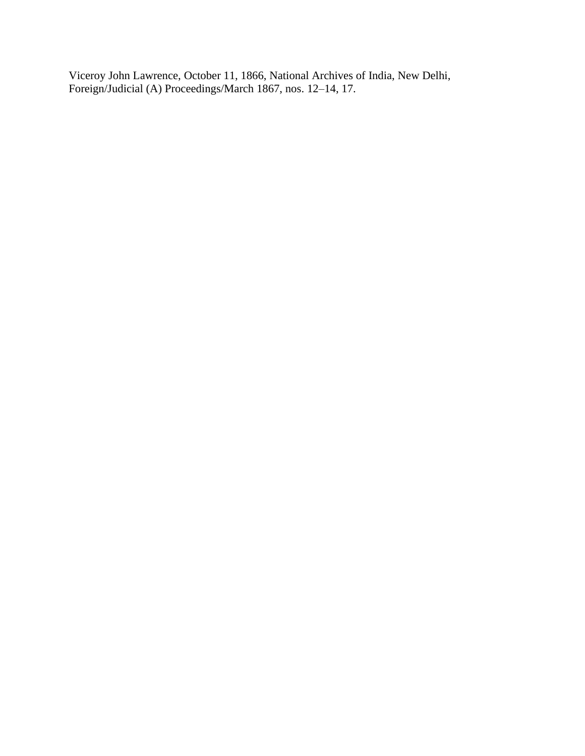Viceroy John Lawrence, October 11, 1866, National Archives of India, New Delhi, Foreign/Judicial (A) Proceedings/March 1867, nos. 12–14, 17.